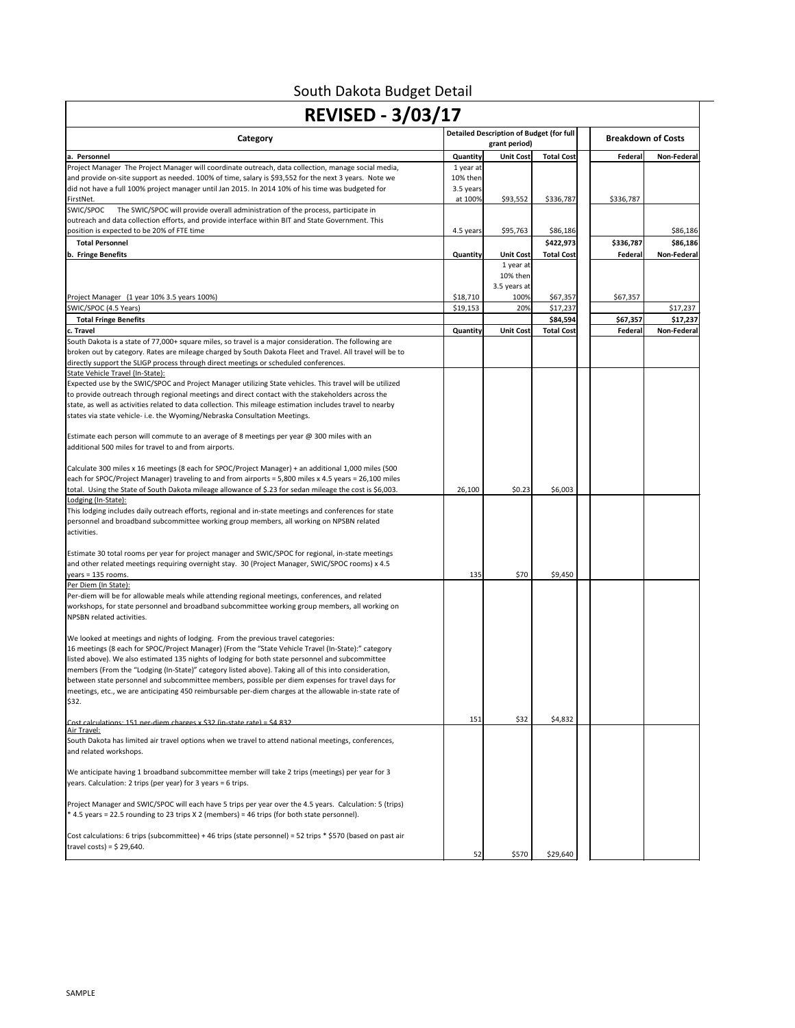# South Dakota Budget Detail

## REVISED - 3/03/17

| Category | Detailed Description of Budget (for full grant period) | | | | Breakdown of Costs | |
|---|---|---|---|---|---|---|
| **a. Personnel** | **Quantity** | **Unit Cost** | **Total Cost** | | **Federal** | **Non-Federal** |
| Project Manager The Project Manager will coordinate outreach, data collection, manage social media, and provide on-site support as needed. 100% of time, salary is $93,552 for the next 3 years. Note we did not have a full 100% project manager until Jan 2015. In 2014 10% of his time was budgeted for FirstNet. | 1 year at 10% then 3.5 years at 100% | $93,552 | $336,787 | | $336,787 | |
| SWIC/SPOC The SWIC/SPOC will provide overall administration of the process, participate in outreach and data collection efforts, and provide interface within BIT and State Government. This position is expected to be 20% of FTE time | 4.5 years | $95,763 | $86,186 | | | $86,186 |
| **Total Personnel** | | | **$422,973** | | **$336,787** | **$86,186** |
| **b. Fringe Benefits** | **Quantity** | **Unit Cost** | **Total Cost** | | **Federal** | **Non-Federal** |
| Project Manager (1 year 10% 3.5 years 100%) | $18,710 | 1 year at 10% then 3.5 years at 100% | $67,357 | | $67,357 | |
| SWIC/SPOC (4.5 Years) | $19,153 | 20% | $17,237 | | | $17,237 |
| **Total Fringe Benefits** | | | **$84,594** | | **$67,357** | **$17,237** |
| **c. Travel** | **Quantity** | **Unit Cost** | **Total Cost** | | **Federal** | **Non-Federal** |
| South Dakota is a state of 77,000+ square miles, so travel is a major consideration. The following are broken out by category. Rates are mileage charged by South Dakota Fleet and Travel. All travel will be to directly support the SLIGP process through direct meetings or scheduled conferences. | | | | | | |
| State Vehicle Travel (In-State):<br>Expected use by the SWIC/SPOC and Project Manager utilizing State vehicles. This travel will be utilized to provide outreach through regional meetings and direct contact with the stakeholders across the state, as well as activities related to data collection. This mileage estimation includes travel to nearby states via state vehicle- i.e. the Wyoming/Nebraska Consultation Meetings.<br><br>Estimate each person will commute to an average of 8 meetings per year @ 300 miles with an additional 500 miles for travel to and from airports.<br><br>Calculate 300 miles x 16 meetings (8 each for SPOC/Project Manager) + an additional 1,000 miles (500 each for SPOC/Project Manager) traveling to and from airports = 5,800 miles x 4.5 years = 26,100 miles total. Using the State of South Dakota mileage allowance of $.23 for sedan mileage the cost is $6,003. | 26,100 | $0.23 | $6,003 | | | |
| Lodging (In-State):<br>This lodging includes daily outreach efforts, regional and in-state meetings and conferences for state personnel and broadband subcommittee working group members, all working on NPSBN related activities.<br><br>Estimate 30 total rooms per year for project manager and SWIC/SPOC for regional, in-state meetings and other related meetings requiring overnight stay. 30 (Project Manager, SWIC/SPOC rooms) x 4.5 years = 135 rooms. | 135 | $70 | $9,450 | | | |
| Per Diem (In State):<br>Per-diem will be for allowable meals while attending regional meetings, conferences, and related workshops, for state personnel and broadband subcommittee working group members, all working on NPSBN related activities.<br><br>We looked at meetings and nights of lodging. From the previous travel categories:<br>16 meetings (8 each for SPOC/Project Manager) (From the "State Vehicle Travel (In-State):" category listed above). We also estimated 135 nights of lodging for both state personnel and subcommittee members (From the "Lodging (In-State)" category listed above). Taking all of this into consideration, between state personnel and subcommittee members, possible per diem expenses for travel days for meetings, etc., we are anticipating 450 reimbursable per-diem charges at the allowable in-state rate of $32.<br><br>Cost calculations: 151 per-diem charges x $32 (in-state rate) = $4,832 | 151 | $32 | $4,832 | | | |
| Air Travel:<br>South Dakota has limited air travel options when we travel to attend national meetings, conferences, and related workshops.<br><br>We anticipate having 1 broadband subcommittee member will take 2 trips (meetings) per year for 3 years. Calculation: 2 trips (per year) for 3 years = 6 trips.<br><br>Project Manager and SWIC/SPOC will each have 5 trips per year over the 4.5 years. Calculation: 5 (trips) * 4.5 years = 22.5 rounding to 23 trips X 2 (members) = 46 trips (for both state personnel).<br><br>Cost calculations: 6 trips (subcommittee) + 46 trips (state personnel) = 52 trips * $570 (based on past air travel costs) = $ 29,640. | 52 | $570 | $29,640 | | | |

SAMPLE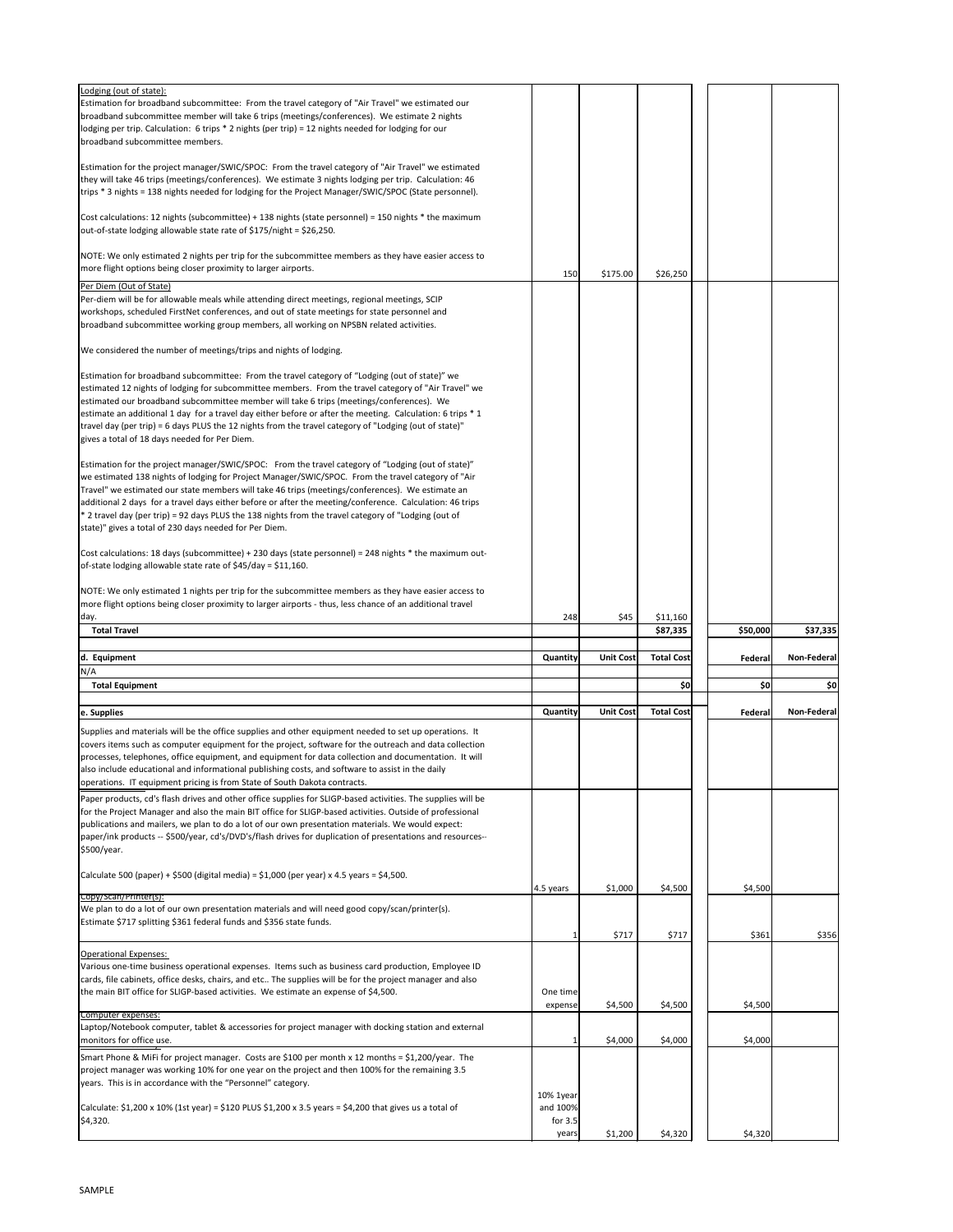| | | | | | Federal | Non-Federal |
|---|---|---|---|---|---|---|
| Lodging (out of state):<br>Estimation for broadband subcommittee: From the travel category of "Air Travel" we estimated our broadband subcommittee member will take 6 trips (meetings/conferences). We estimate 2 nights lodging per trip. Calculation: 6 trips * 2 nights (per trip) = 12 nights needed for lodging for our broadband subcommittee members.<br><br>Estimation for the project manager/SWIC/SPOC: From the travel category of "Air Travel" we estimated they will take 46 trips (meetings/conferences). We estimate 3 nights lodging per trip. Calculation: 46 trips * 3 nights = 138 nights needed for lodging for the Project Manager/SWIC/SPOC (State personnel).<br><br>Cost calculations: 12 nights (subcommittee) + 138 nights (state personnel) = 150 nights * the maximum out-of-state lodging allowable state rate of $175/night = $26,250.<br><br>NOTE: We only estimated 2 nights per trip for the subcommittee members as they have easier access to more flight options being closer proximity to larger airports. | 150 | $175.00 | $26,250 | | | |
| Per Diem (Out of State)<br>Per-diem will be for allowable meals while attending direct meetings, regional meetings, SCIP workshops, scheduled FirstNet conferences, and out of state meetings for state personnel and broadband subcommittee working group members, all working on NPSBN related activities.<br><br>We considered the number of meetings/trips and nights of lodging.<br><br>Estimation for broadband subcommittee: From the travel category of "Lodging (out of state)" we estimated 12 nights of lodging for subcommittee members. From the travel category of "Air Travel" we estimated our broadband subcommittee member will take 6 trips (meetings/conferences). We estimate an additional 1 day for a travel day either before or after the meeting. Calculation: 6 trips * 1 travel day (per trip) = 6 days PLUS the 12 nights from the travel category of "Lodging (out of state)" gives a total of 18 days needed for Per Diem.<br><br>Estimation for the project manager/SWIC/SPOC: From the travel category of "Lodging (out of state)" we estimated 138 nights of lodging for Project Manager/SWIC/SPOC. From the travel category of "Air Travel" we estimated our state members will take 46 trips (meetings/conferences). We estimate an additional 2 days for a travel days either before or after the meeting/conference. Calculation: 46 trips * 2 travel day (per trip) = 92 days PLUS the 138 nights from the travel category of "Lodging (out of state)" gives a total of 230 days needed for Per Diem.<br><br>Cost calculations: 18 days (subcommittee) + 230 days (state personnel) = 248 nights * the maximum out-of-state lodging allowable state rate of $45/day = $11,160.<br><br>NOTE: We only estimated 1 nights per trip for the subcommittee members as they have easier access to more flight options being closer proximity to larger airports - thus, less chance of an additional travel day. | 248 | $45 | $11,160 | | | |
| **Total Travel** | | | **$87,335** | | **$50,000** | **$37,335** |
| | | | | | | |
| **d. Equipment** | **Quantity** | **Unit Cost** | **Total Cost** | | **Federal** | **Non-Federal** |
| N/A | | | | | | |
| **Total Equipment** | | | **$0** | | **$0** | **$0** |
| | | | | | | |
| **e. Supplies** | **Quantity** | **Unit Cost** | **Total Cost** | | **Federal** | **Non-Federal** |
| Supplies and materials will be the office supplies and other equipment needed to set up operations. It covers items such as computer equipment for the outreach and data collection processes, telephones, office equipment, and equipment for data collection and documentation. It will also include educational and informational publishing costs, and software to assist in the daily operations. IT equipment pricing is from State of South Dakota contracts. | | | | | | |
| Paper products, cd's flash drives and other office supplies for SLIGP-based activities. The supplies will be for the Project Manager and also the main BIT office for SLIGP-based activities. Outside of professional publications and mailers, we plan to do a lot of our own presentation materials. We would expect: paper/ink products -- $500/year, cd's/DVD's/flash drives for duplication of presentations and resources-- $500/year.<br><br>Calculate 500 (paper) + $500 (digital media) = $1,000 (per year) x 4.5 years = $4,500. | 4.5 years | $1,000 | $4,500 | | $4,500 | |
| Copy/Scan/Printer(s):<br>We plan to do a lot of our own presentation materials and will need good copy/scan/printer(s). Estimate $717 splitting $361 federal funds and $356 state funds. | 1 | $717 | $717 | | $361 | $356 |
| Operational Expenses:<br>Various one-time business operational expenses. Items such as business card production, Employee ID cards, file cabinets, office desks, chairs, and etc.. The supplies will be for the project manager and also the main BIT office for SLIGP-based activities. We estimate an expense of $4,500. | One time expense | $4,500 | $4,500 | | $4,500 | |
| Computer expenses:<br>Laptop/Notebook computer, tablet & accessories for project manager with docking station and external monitors for office use. | 1 | $4,000 | $4,000 | | $4,000 | |
| Smart Phone & MiFi for project manager. Costs are $100 per month x 12 months = $1,200/year. The project manager was working 10% for one year on the project and then 100% for the remaining 3.5 years. This is in accordance with the "Personnel" category.<br><br>Calculate: $1,200 x 10% (1st year) = $120 PLUS $1,200 x 3.5 years = $4,200 that gives us a total of $4,320. | 10% 1year and 100% for 3.5 years | $1,200 | $4,320 | | $4,320 | |

SAMPLE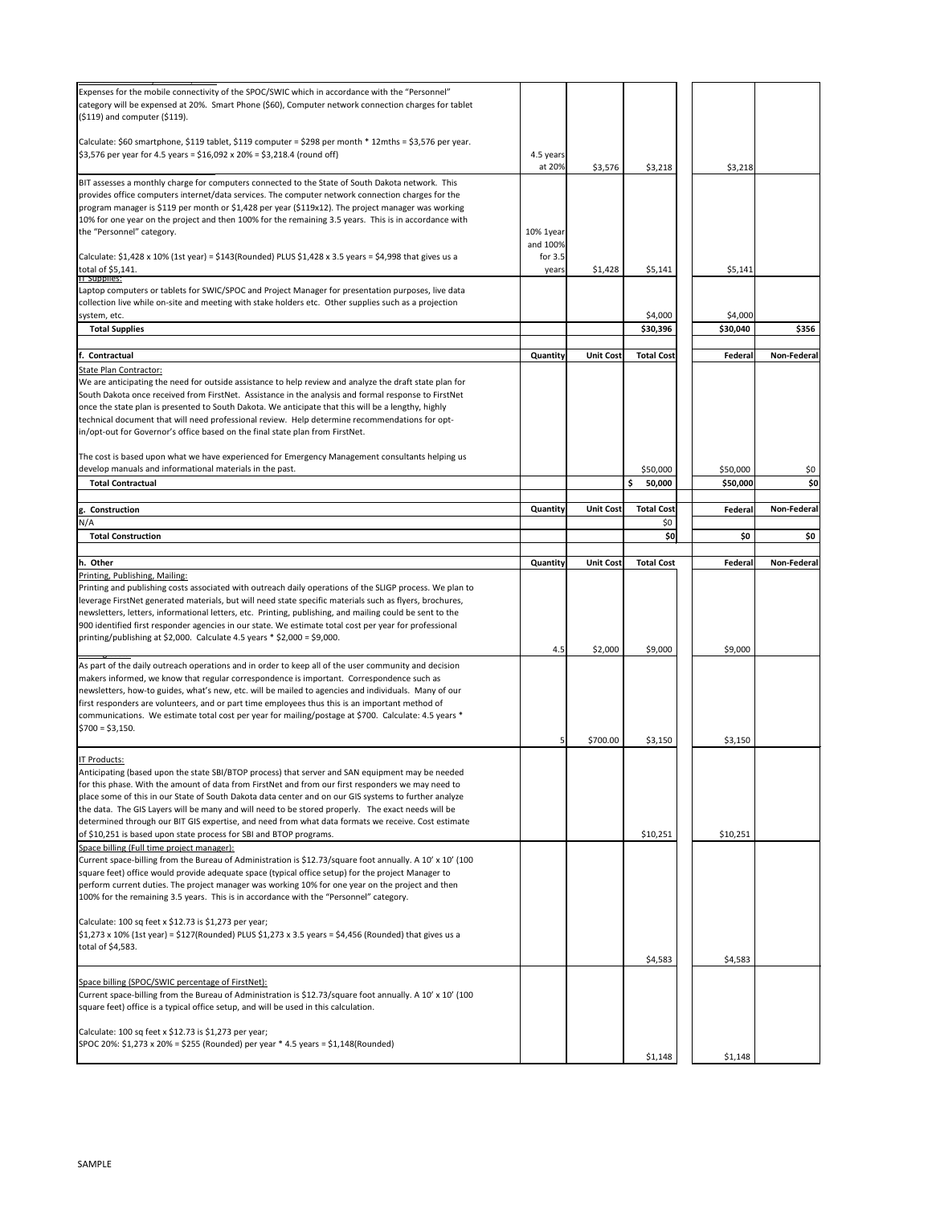| | | | | | |
|---|---|---|---|---|---|
| Expenses for the mobile connectivity of the SPOC/SWIC which in accordance with the "Personnel" category will be expensed at 20%. Smart Phone ($60), Computer network connection charges for tablet ($119) and computer ($119).<br><br>Calculate: $60 smartphone, $119 tablet, $119 computer = $298 per month * 12mths = $3,576 per year. $3,576 per year for 4.5 years = $16,092 x 20% = $3,218.4 (round off) | 4.5 years at 20% | $3,576 | $3,218 | $3,218 | |
| BIT assesses a monthly charge for computers connected to the State of South Dakota network. This provides office computers internet/data services. The computer network connection charges for the program manager is $119 per month or $1,428 per year ($119x12). The project manager was working 10% for one year on the project and then 100% for the remaining 3.5 years. This is in accordance with the "Personnel" category.<br><br>Calculate: $1,428 x 10% (1st year) = $143(Rounded) PLUS $1,428 x 3.5 years = $4,998 that gives us a total of $5,141. | 10% 1year and 100% for 3.5 years | $1,428 | $5,141 | $5,141 | |
| IT Supplies:<br>Laptop computers or tablets for SWIC/SPOC and Project Manager for presentation purposes, live data collection live while on-site and meeting with stake holders etc. Other supplies such as a projection system, etc. | | | $4,000 | $4,000 | |
| **Total Supplies** | | | **$30,396** | **$30,040** | **$356** |
| **f. Contractual** | **Quantity** | **Unit Cost** | **Total Cost** | **Federal** | **Non-Federal** |
| State Plan Contractor:<br>We are anticipating the need for outside assistance to help review and analyze the draft state plan for South Dakota once received from FirstNet. Assistance in the analysis and formal response to FirstNet once the state plan is presented to South Dakota. We anticipate that this will be a lengthy, highly technical document that will need professional review. Help determine recommendations for opt-in/opt-out for Governor's office based on the final state plan from FirstNet.<br><br>The cost is based upon what we have experienced for Emergency Management consultants helping us develop manuals and informational materials in the past. | | | $50,000 | $50,000 | $0 |
| **Total Contractual** | | | **$ 50,000** | **$50,000** | **$0** |
| **g. Construction** | **Quantity** | **Unit Cost** | **Total Cost** | **Federal** | **Non-Federal** |
| N/A | | | $0 | | |
| **Total Construction** | | | **$0** | **$0** | **$0** |
| **h. Other** | **Quantity** | **Unit Cost** | **Total Cost** | **Federal** | **Non-Federal** |
| Printing, Publishing, Mailing:<br>Printing and publishing costs associated with outreach daily operations of the SLIGP process. We plan to leverage FirstNet generated materials, but will need state specific materials such as flyers, brochures, newsletters, letters, informational letters, etc. Printing, publishing, and mailing could be sent to the 900 identified first responder agencies in our state. We estimate total cost per year for professional printing/publishing at $2,000. Calculate 4.5 years * $2,000 = $9,000. | 4.5 | $2,000 | $9,000 | $9,000 | |
| As part of the daily outreach operations and in order to keep all of the user community and decision makers informed, we know that regular correspondence is important. Correspondence such as newsletters, how-to guides, what's new, etc. will be mailed to agencies and individuals. Many of our first responders are volunteers, and or part time employees thus this is an important method of communications. We estimate total cost per year for mailing/postage at $700. Calculate: 4.5 years * $700 = $3,150. | 5 | $700.00 | $3,150 | $3,150 | |
| IT Products:<br>Anticipating (based upon the state SBI/BTOP process) that server and SAN equipment may be needed for this phase. With the amount of data from FirstNet and from our first responders we may need to place some of this in our State of South Dakota data center and on our GIS systems to further analyze the data. The GIS Layers will be many and will need to be stored properly. The exact needs will be determined through our BIT GIS expertise, and need from what data formats we receive. Cost estimate of $10,251 is based upon state process for SBI and BTOP programs. | | | $10,251 | $10,251 | |
| Space billing (Full time project manager):<br>Current space-billing from the Bureau of Administration is $12.73/square foot annually. A 10' x 10' (100 square feet) office would provide adequate space (typical office setup) for the project Manager to perform current duties. The project manager was working 10% for one year on the project and then 100% for the remaining 3.5 years. This is in accordance with the "Personnel" category.<br><br>Calculate: 100 sq feet x $12.73 is $1,273 per year;<br>$1,273 x 10% (1st year) = $127(Rounded) PLUS $1,273 x 3.5 years = $4,456 (Rounded) that gives us a total of $4,583. | | | $4,583 | $4,583 | |
| Space billing (SPOC/SWIC percentage of FirstNet):<br>Current space-billing from the Bureau of Administration is $12.73/square foot annually. A 10' x 10' (100 square feet) office is a typical office setup, and will be used in this calculation.<br><br>Calculate: 100 sq feet x $12.73 is $1,273 per year;<br>SPOC 20%: $1,273 x 20% = $255 (Rounded) per year * 4.5 years = $1,148(Rounded) | | | $1,148 | $1,148 | |

SAMPLE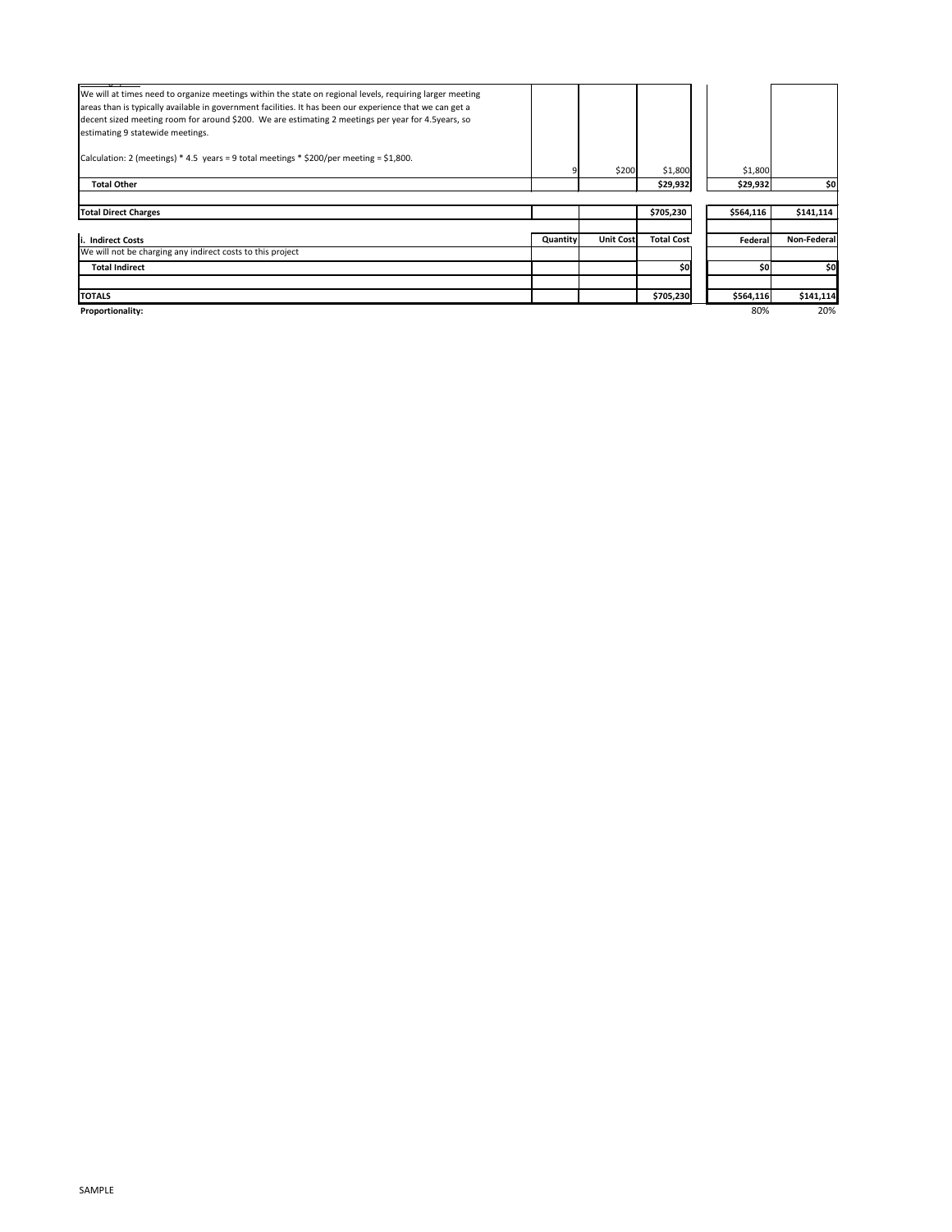| | Quantity | Unit Cost | Total Cost | Federal | Non-Federal |
|---|---|---|---|---|---|
| We will at times need to organize meetings within the state on regional levels, requiring larger meeting areas than is typically available in government facilities. It has been our experience that we can get a decent sized meeting room for around $200. We are estimating 2 meetings per year for 4.5years, so estimating 9 statewide meetings.<br><br>Calculation: 2 (meetings) * 4.5 years = 9 total meetings * $200/per meeting = $1,800. | 9 | $200 | $1,800 | $1,800 | |
| **Total Other** | | | **$29,932** | **$29,932** | **$0** |
| | | | | | |
| **Total Direct Charges** | | | **$705,230** | **$564,116** | **$141,114** |
| | | | | | |
| **i. Indirect Costs** | **Quantity** | **Unit Cost** | **Total Cost** | **Federal** | **Non-Federal** |
| We will not be charging any indirect costs to this project | | | | | |
| **Total Indirect** | | | **$0** | **$0** | **$0** |
| | | | | | |
| **TOTALS** | | | **$705,230** | **$564,116** | **$141,114** |
| **Proportionality:** | | | | 80% | 20% |

SAMPLE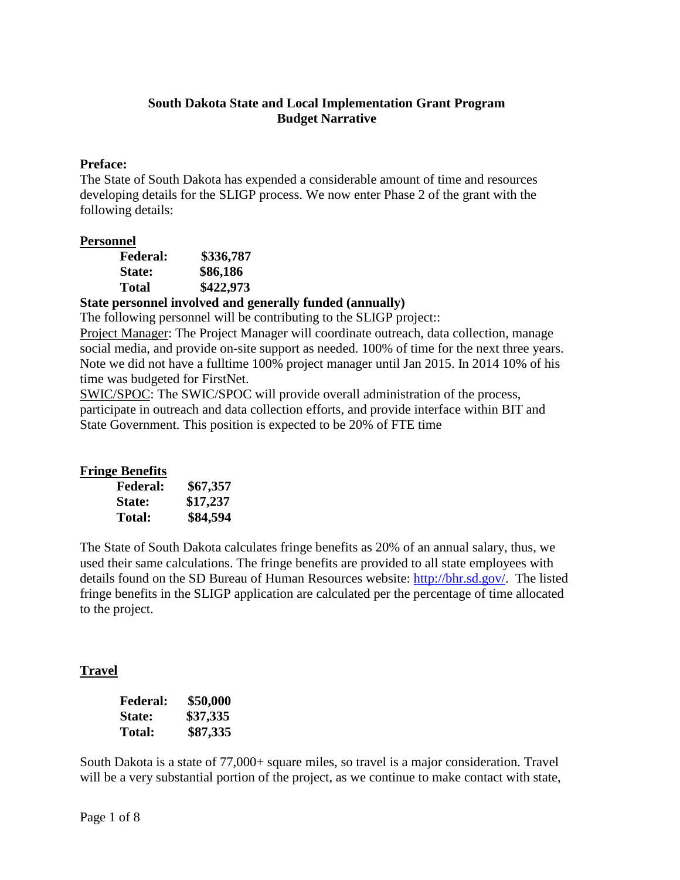# South Dakota State and Local Implementation Grant Program
## Budget Narrative

**Preface:**
The State of South Dakota has expended a considerable amount of time and resources developing details for the SLIGP process. We now enter Phase 2 of the grant with the following details:

**Personnel**

| | |
|---|---|
| **Federal:** | **$336,787** |
| **State:** | **$86,186** |
| **Total** | **$422,973** |

**State personnel involved and generally funded (annually)**
The following personnel will be contributing to the SLIGP project::
Project Manager: The Project Manager will coordinate outreach, data collection, manage social media, and provide on-site support as needed. 100% of time for the next three years. Note we did not have a fulltime 100% project manager until Jan 2015. In 2014 10% of his time was budgeted for FirstNet.
SWIC/SPOC: The SWIC/SPOC will provide overall administration of the process, participate in outreach and data collection efforts, and provide interface within BIT and State Government. This position is expected to be 20% of FTE time

**Fringe Benefits**

| | |
|---|---|
| **Federal:** | **$67,357** |
| **State:** | **$17,237** |
| **Total:** | **$84,594** |

The State of South Dakota calculates fringe benefits as 20% of an annual salary, thus, we used their same calculations. The fringe benefits are provided to all state employees with details found on the SD Bureau of Human Resources website: http://bhr.sd.gov/. The listed fringe benefits in the SLIGP application are calculated per the percentage of time allocated to the project.

**Travel**

| | |
|---|---|
| **Federal:** | **$50,000** |
| **State:** | **$37,335** |
| **Total:** | **$87,335** |

South Dakota is a state of 77,000+ square miles, so travel is a major consideration. Travel will be a very substantial portion of the project, as we continue to make contact with state,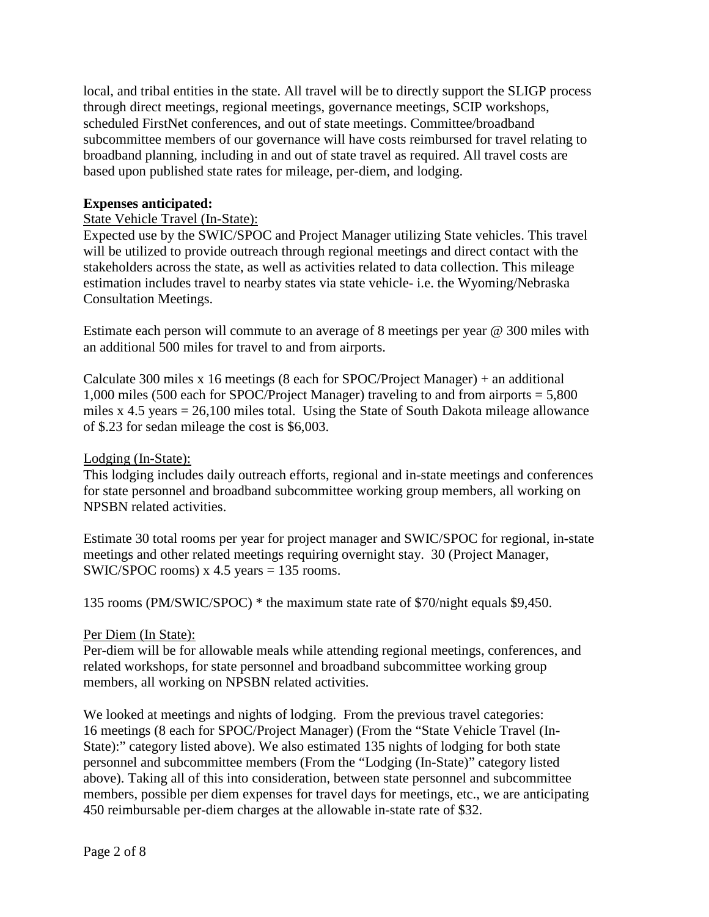local, and tribal entities in the state. All travel will be to directly support the SLIGP process through direct meetings, regional meetings, governance meetings, SCIP workshops, scheduled FirstNet conferences, and out of state meetings. Committee/broadband subcommittee members of our governance will have costs reimbursed for travel relating to broadband planning, including in and out of state travel as required. All travel costs are based upon published state rates for mileage, per-diem, and lodging.

**Expenses anticipated:**

State Vehicle Travel (In-State):

Expected use by the SWIC/SPOC and Project Manager utilizing State vehicles. This travel will be utilized to provide outreach through regional meetings and direct contact with the stakeholders across the state, as well as activities related to data collection. This mileage estimation includes travel to nearby states via state vehicle- i.e. the Wyoming/Nebraska Consultation Meetings.

Estimate each person will commute to an average of 8 meetings per year @ 300 miles with an additional 500 miles for travel to and from airports.

Calculate 300 miles x 16 meetings (8 each for SPOC/Project Manager) + an additional 1,000 miles (500 each for SPOC/Project Manager) traveling to and from airports = 5,800 miles x 4.5 years = 26,100 miles total. Using the State of South Dakota mileage allowance of $.23 for sedan mileage the cost is $6,003.

Lodging (In-State):

This lodging includes daily outreach efforts, regional and in-state meetings and conferences for state personnel and broadband subcommittee working group members, all working on NPSBN related activities.

Estimate 30 total rooms per year for project manager and SWIC/SPOC for regional, in-state meetings and other related meetings requiring overnight stay. 30 (Project Manager, SWIC/SPOC rooms) x 4.5 years = 135 rooms.

135 rooms (PM/SWIC/SPOC) * the maximum state rate of $70/night equals $9,450.

Per Diem (In State):

Per-diem will be for allowable meals while attending regional meetings, conferences, and related workshops, for state personnel and broadband subcommittee working group members, all working on NPSBN related activities.

We looked at meetings and nights of lodging. From the previous travel categories: 16 meetings (8 each for SPOC/Project Manager) (From the "State Vehicle Travel (In-State):" category listed above). We also estimated 135 nights of lodging for both state personnel and subcommittee members (From the "Lodging (In-State)" category listed above). Taking all of this into consideration, between state personnel and subcommittee members, possible per diem expenses for travel days for meetings, etc., we are anticipating 450 reimbursable per-diem charges at the allowable in-state rate of $32.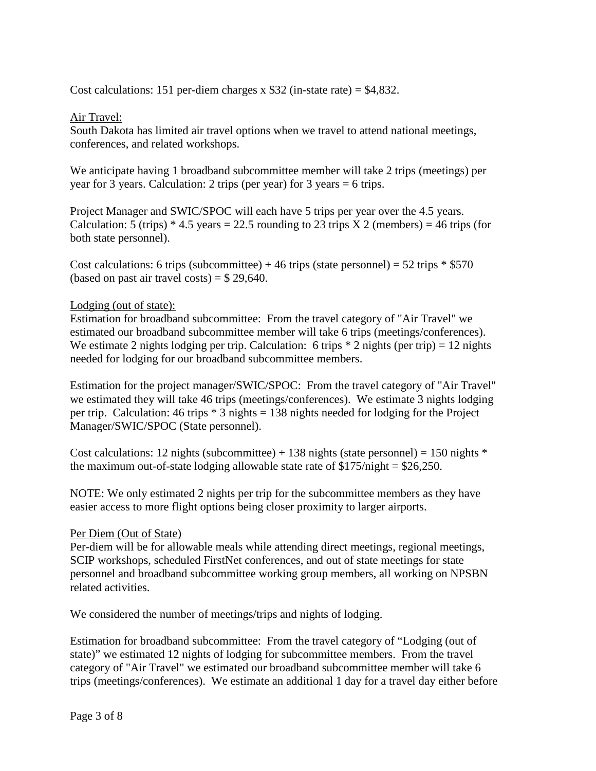Cost calculations: 151 per-diem charges x $32 (in-state rate) = $4,832.

Air Travel:

South Dakota has limited air travel options when we travel to attend national meetings, conferences, and related workshops.

We anticipate having 1 broadband subcommittee member will take 2 trips (meetings) per year for 3 years. Calculation: 2 trips (per year) for 3 years = 6 trips.

Project Manager and SWIC/SPOC will each have 5 trips per year over the 4.5 years. Calculation: 5 (trips) * 4.5 years = 22.5 rounding to 23 trips X 2 (members) = 46 trips (for both state personnel).

Cost calculations: 6 trips (subcommittee) + 46 trips (state personnel) = 52 trips * $570 (based on past air travel costs) = $ 29,640.

Lodging (out of state):

Estimation for broadband subcommittee: From the travel category of "Air Travel" we estimated our broadband subcommittee member will take 6 trips (meetings/conferences). We estimate 2 nights lodging per trip. Calculation: 6 trips * 2 nights (per trip) = 12 nights needed for lodging for our broadband subcommittee members.

Estimation for the project manager/SWIC/SPOC: From the travel category of "Air Travel" we estimated they will take 46 trips (meetings/conferences). We estimate 3 nights lodging per trip. Calculation: 46 trips * 3 nights = 138 nights needed for lodging for the Project Manager/SWIC/SPOC (State personnel).

Cost calculations: 12 nights (subcommittee) + 138 nights (state personnel) = 150 nights * the maximum out-of-state lodging allowable state rate of $175/night = $26,250.

NOTE: We only estimated 2 nights per trip for the subcommittee members as they have easier access to more flight options being closer proximity to larger airports.

Per Diem (Out of State)

Per-diem will be for allowable meals while attending direct meetings, regional meetings, SCIP workshops, scheduled FirstNet conferences, and out of state meetings for state personnel and broadband subcommittee working group members, all working on NPSBN related activities.

We considered the number of meetings/trips and nights of lodging.

Estimation for broadband subcommittee: From the travel category of "Lodging (out of state)" we estimated 12 nights of lodging for subcommittee members. From the travel category of "Air Travel" we estimated our broadband subcommittee member will take 6 trips (meetings/conferences). We estimate an additional 1 day for a travel day either before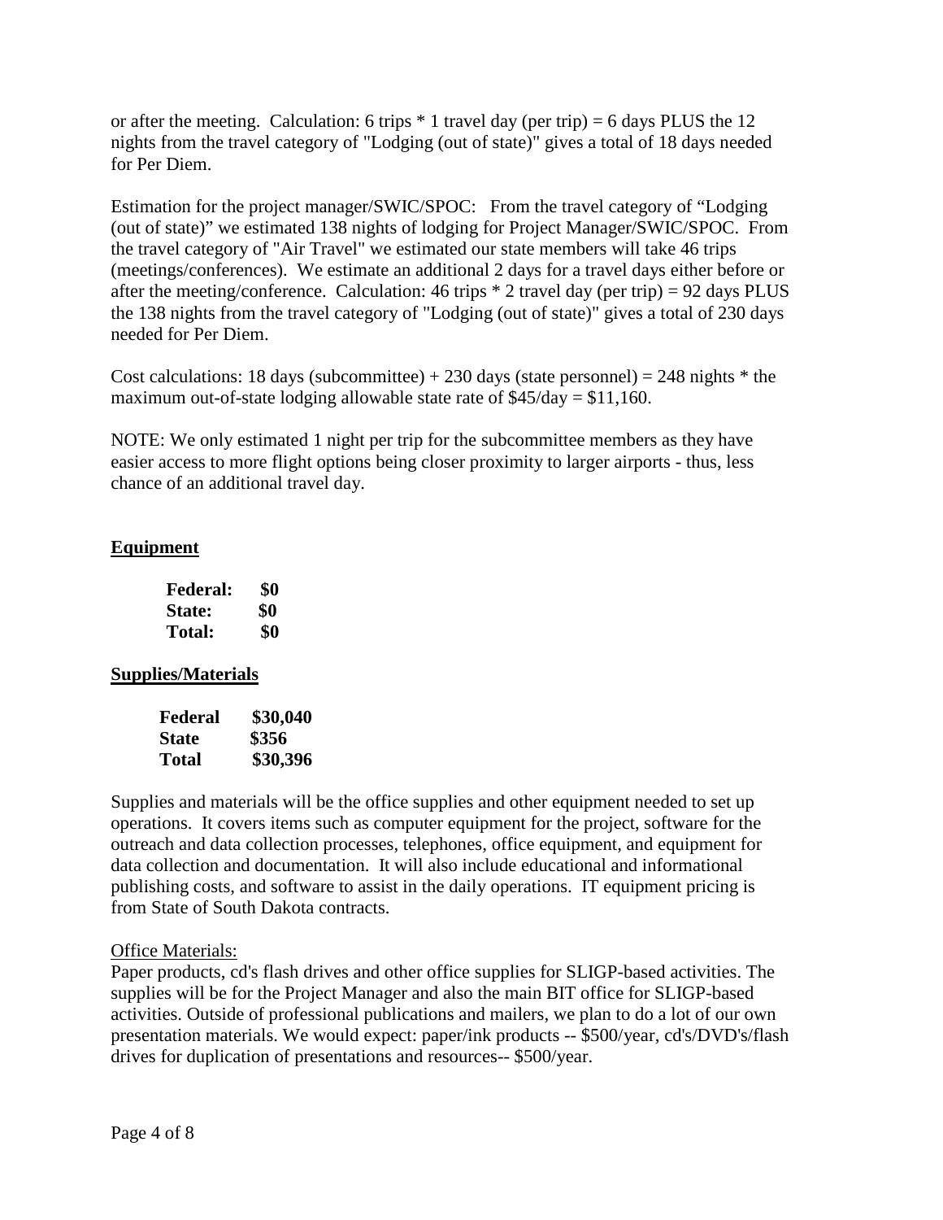or after the meeting. Calculation: 6 trips * 1 travel day (per trip) = 6 days PLUS the 12 nights from the travel category of "Lodging (out of state)" gives a total of 18 days needed for Per Diem.

Estimation for the project manager/SWIC/SPOC: From the travel category of "Lodging (out of state)" we estimated 138 nights of lodging for Project Manager/SWIC/SPOC. From the travel category of "Air Travel" we estimated our state members will take 46 trips (meetings/conferences). We estimate an additional 2 days for a travel days either before or after the meeting/conference. Calculation: 46 trips * 2 travel day (per trip) = 92 days PLUS the 138 nights from the travel category of "Lodging (out of state)" gives a total of 230 days needed for Per Diem.

Cost calculations: 18 days (subcommittee) + 230 days (state personnel) = 248 nights * the maximum out-of-state lodging allowable state rate of $45/day = $11,160.

NOTE: We only estimated 1 night per trip for the subcommittee members as they have easier access to more flight options being closer proximity to larger airports - thus, less chance of an additional travel day.

## Equipment

| | |
|---|---|
| **Federal:** | **$0** |
| **State:** | **$0** |
| **Total:** | **$0** |

## Supplies/Materials

| | |
|---|---|
| **Federal** | **$30,040** |
| **State** | **$356** |
| **Total** | **$30,396** |

Supplies and materials will be the office supplies and other equipment needed to set up operations. It covers items such as computer equipment for the project, software for the outreach and data collection processes, telephones, office equipment, and equipment for data collection and documentation. It will also include educational and informational publishing costs, and software to assist in the daily operations. IT equipment pricing is from State of South Dakota contracts.

Office Materials:
Paper products, cd's flash drives and other office supplies for SLIGP-based activities. The supplies will be for the Project Manager and also the main BIT office for SLIGP-based activities. Outside of professional publications and mailers, we plan to do a lot of our own presentation materials. We would expect: paper/ink products -- $500/year, cd's/DVD's/flash drives for duplication of presentations and resources-- $500/year.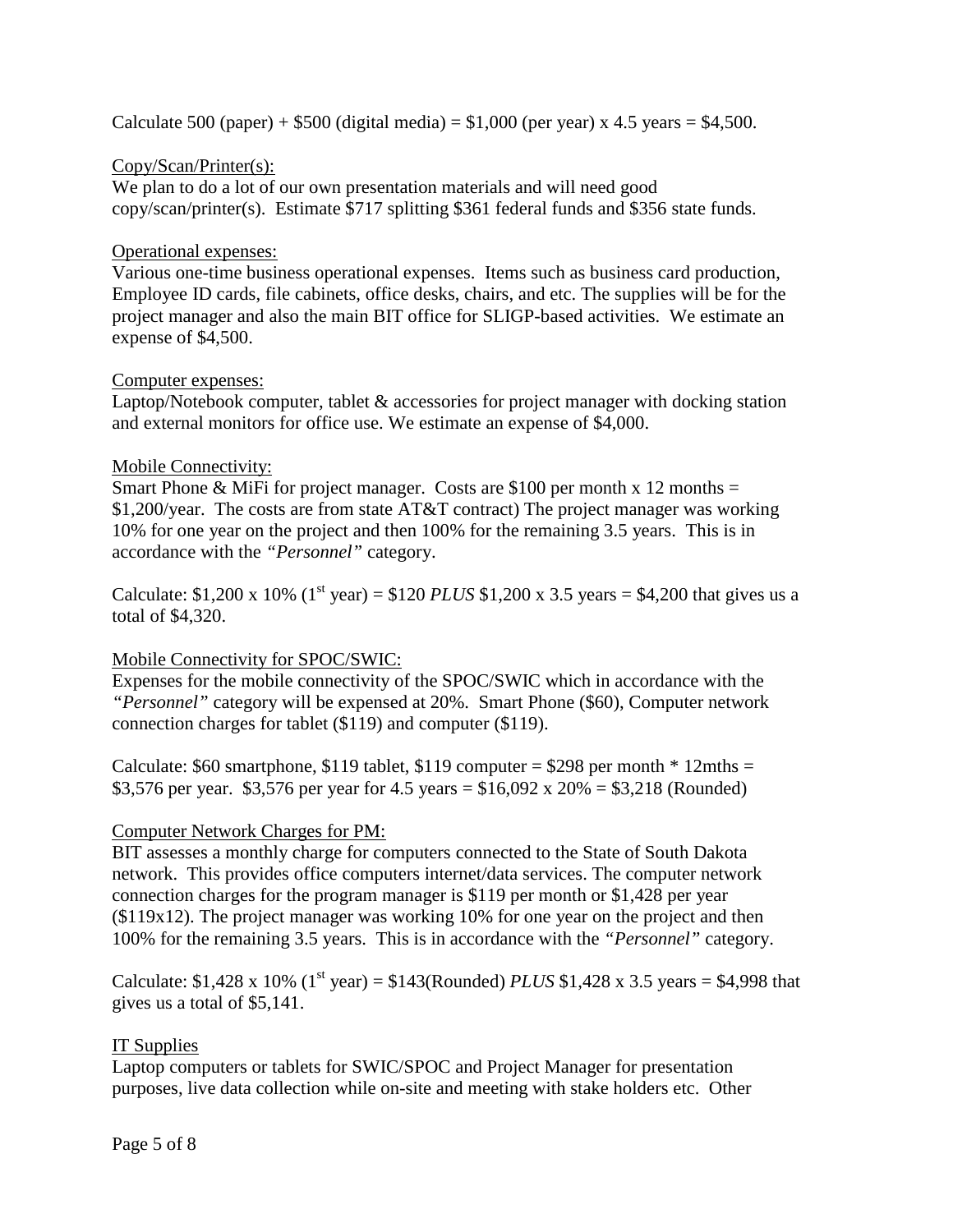Calculate 500 (paper) + \$500 (digital media) = \$1,000 (per year) x 4.5 years = \$4,500.

Copy/Scan/Printer(s):
We plan to do a lot of our own presentation materials and will need good copy/scan/printer(s). Estimate \$717 splitting \$361 federal funds and \$356 state funds.

Operational expenses:
Various one-time business operational expenses. Items such as business card production, Employee ID cards, file cabinets, office desks, chairs, and etc. The supplies will be for the project manager and also the main BIT office for SLIGP-based activities. We estimate an expense of \$4,500.

Computer expenses:
Laptop/Notebook computer, tablet & accessories for project manager with docking station and external monitors for office use. We estimate an expense of \$4,000.

Mobile Connectivity:
Smart Phone & MiFi for project manager. Costs are \$100 per month x 12 months = \$1,200/year. The costs are from state AT&T contract) The project manager was working 10% for one year on the project and then 100% for the remaining 3.5 years. This is in accordance with the *"Personnel"* category.

Calculate: \$1,200 x 10% (1st year) = \$120 *PLUS* \$1,200 x 3.5 years = \$4,200 that gives us a total of \$4,320.

Mobile Connectivity for SPOC/SWIC:
Expenses for the mobile connectivity of the SPOC/SWIC which in accordance with the *"Personnel"* category will be expensed at 20%. Smart Phone (\$60), Computer network connection charges for tablet (\$119) and computer (\$119).

Calculate: \$60 smartphone, \$119 tablet, \$119 computer = \$298 per month * 12mths = \$3,576 per year. \$3,576 per year for 4.5 years = \$16,092 x 20% = \$3,218 (Rounded)

Computer Network Charges for PM:
BIT assesses a monthly charge for computers connected to the State of South Dakota network. This provides office computers internet/data services. The computer network connection charges for the program manager is \$119 per month or \$1,428 per year (\$119x12). The project manager was working 10% for one year on the project and then 100% for the remaining 3.5 years. This is in accordance with the *"Personnel"* category.

Calculate: \$1,428 x 10% (1st year) = \$143(Rounded) *PLUS* \$1,428 x 3.5 years = \$4,998 that gives us a total of \$5,141.

IT Supplies
Laptop computers or tablets for SWIC/SPOC and Project Manager for presentation purposes, live data collection while on-site and meeting with stake holders etc. Other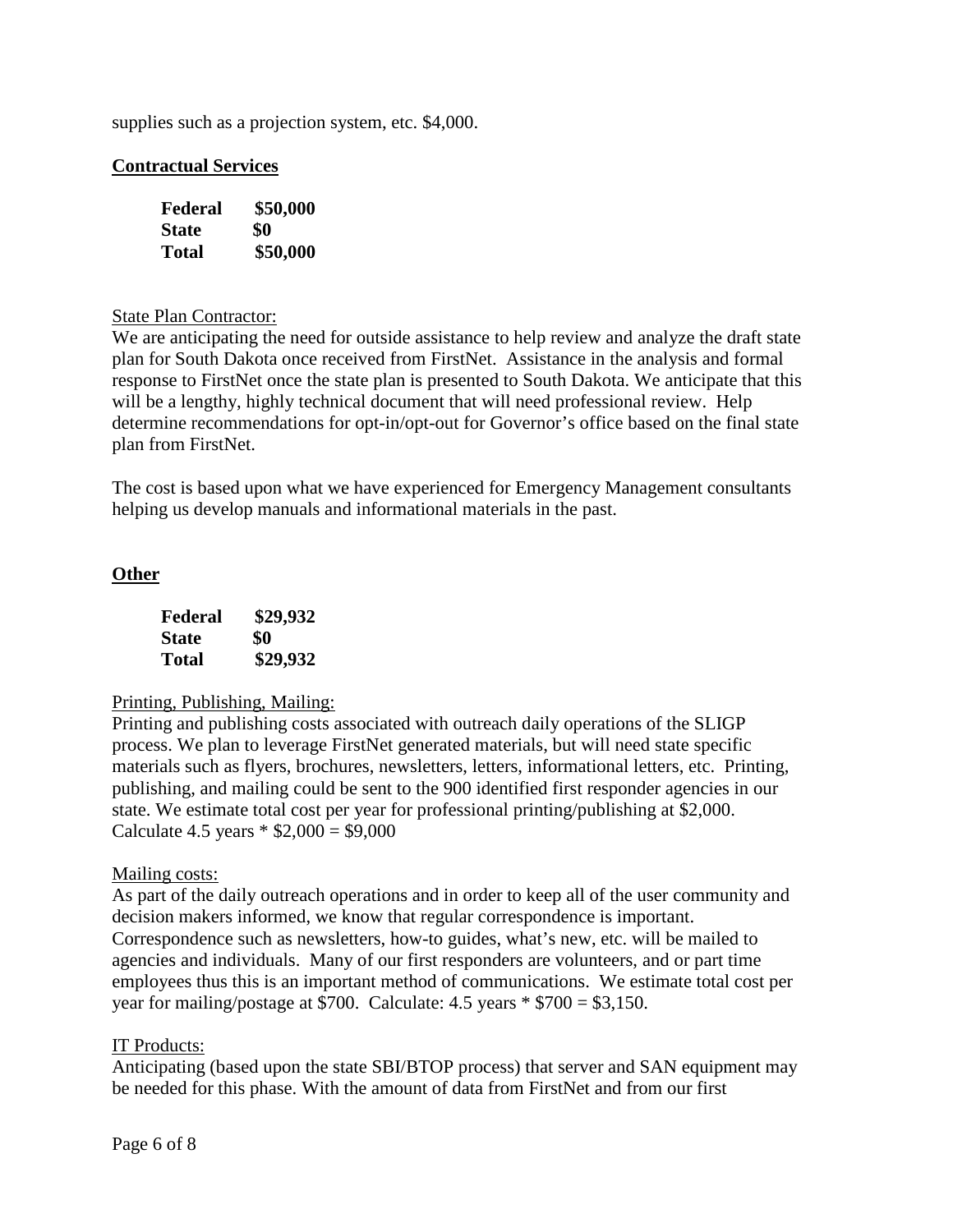supplies such as a projection system, etc. $4,000.

**Contractual Services**

| | |
|---|---|
| **Federal** | **$50,000** |
| **State** | **$0** |
| **Total** | **$50,000** |

State Plan Contractor:
We are anticipating the need for outside assistance to help review and analyze the draft state plan for South Dakota once received from FirstNet. Assistance in the analysis and formal response to FirstNet once the state plan is presented to South Dakota. We anticipate that this will be a lengthy, highly technical document that will need professional review. Help determine recommendations for opt-in/opt-out for Governor's office based on the final state plan from FirstNet.

The cost is based upon what we have experienced for Emergency Management consultants helping us develop manuals and informational materials in the past.

**Other**

| | |
|---|---|
| **Federal** | **$29,932** |
| **State** | **$0** |
| **Total** | **$29,932** |

Printing, Publishing, Mailing:
Printing and publishing costs associated with outreach daily operations of the SLIGP process. We plan to leverage FirstNet generated materials, but will need state specific materials such as flyers, brochures, newsletters, letters, informational letters, etc. Printing, publishing, and mailing could be sent to the 900 identified first responder agencies in our state. We estimate total cost per year for professional printing/publishing at $2,000. Calculate 4.5 years * $2,000 = $9,000

Mailing costs:
As part of the daily outreach operations and in order to keep all of the user community and decision makers informed, we know that regular correspondence is important. Correspondence such as newsletters, how-to guides, what's new, etc. will be mailed to agencies and individuals. Many of our first responders are volunteers, and or part time employees thus this is an important method of communications. We estimate total cost per year for mailing/postage at $700. Calculate: 4.5 years * $700 = $3,150.

IT Products:
Anticipating (based upon the state SBI/BTOP process) that server and SAN equipment may be needed for this phase. With the amount of data from FirstNet and from our first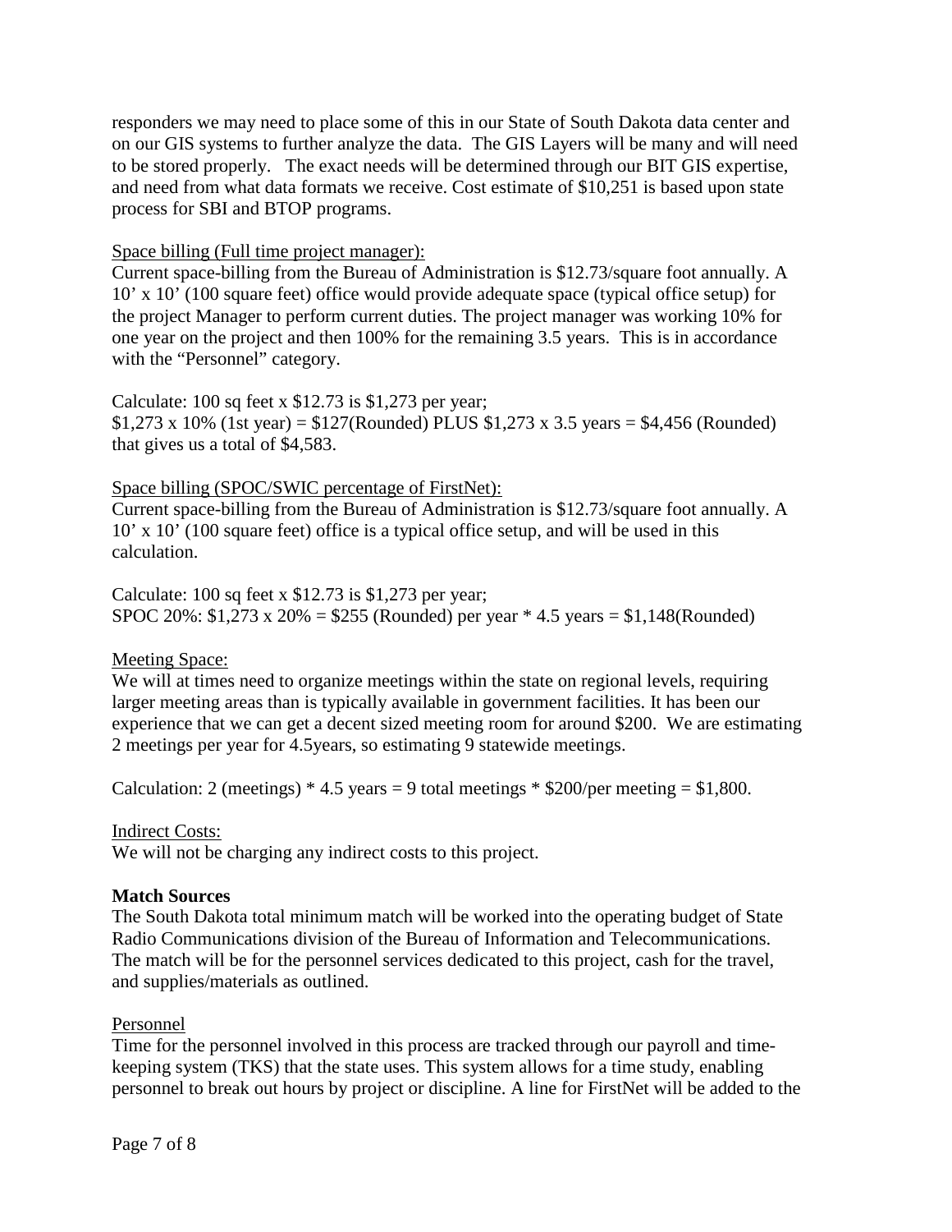responders we may need to place some of this in our State of South Dakota data center and on our GIS systems to further analyze the data. The GIS Layers will be many and will need to be stored properly. The exact needs will be determined through our BIT GIS expertise, and need from what data formats we receive. Cost estimate of $10,251 is based upon state process for SBI and BTOP programs.

<u>Space billing (Full time project manager):</u>

Current space-billing from the Bureau of Administration is $12.73/square foot annually. A 10' x 10' (100 square feet) office would provide adequate space (typical office setup) for the project Manager to perform current duties. The project manager was working 10% for one year on the project and then 100% for the remaining 3.5 years. This is in accordance with the "Personnel" category.

Calculate: 100 sq feet x $12.73 is $1,273 per year;
$1,273 x 10% (1st year) = $127(Rounded) PLUS $1,273 x 3.5 years = $4,456 (Rounded) that gives us a total of $4,583.

<u>Space billing (SPOC/SWIC percentage of FirstNet):</u>

Current space-billing from the Bureau of Administration is $12.73/square foot annually. A 10' x 10' (100 square feet) office is a typical office setup, and will be used in this calculation.

Calculate: 100 sq feet x $12.73 is $1,273 per year;
SPOC 20%: $1,273 x 20% = $255 (Rounded) per year * 4.5 years = $1,148(Rounded)

<u>Meeting Space:</u>

We will at times need to organize meetings within the state on regional levels, requiring larger meeting areas than is typically available in government facilities. It has been our experience that we can get a decent sized meeting room for around $200. We are estimating 2 meetings per year for 4.5years, so estimating 9 statewide meetings.

Calculation: 2 (meetings) * 4.5 years = 9 total meetings * $200/per meeting = $1,800.

<u>Indirect Costs:</u>

We will not be charging any indirect costs to this project.

**Match Sources**

The South Dakota total minimum match will be worked into the operating budget of State Radio Communications division of the Bureau of Information and Telecommunications. The match will be for the personnel services dedicated to this project, cash for the travel, and supplies/materials as outlined.

<u>Personnel</u>

Time for the personnel involved in this process are tracked through our payroll and time-keeping system (TKS) that the state uses. This system allows for a time study, enabling personnel to break out hours by project or discipline. A line for FirstNet will be added to the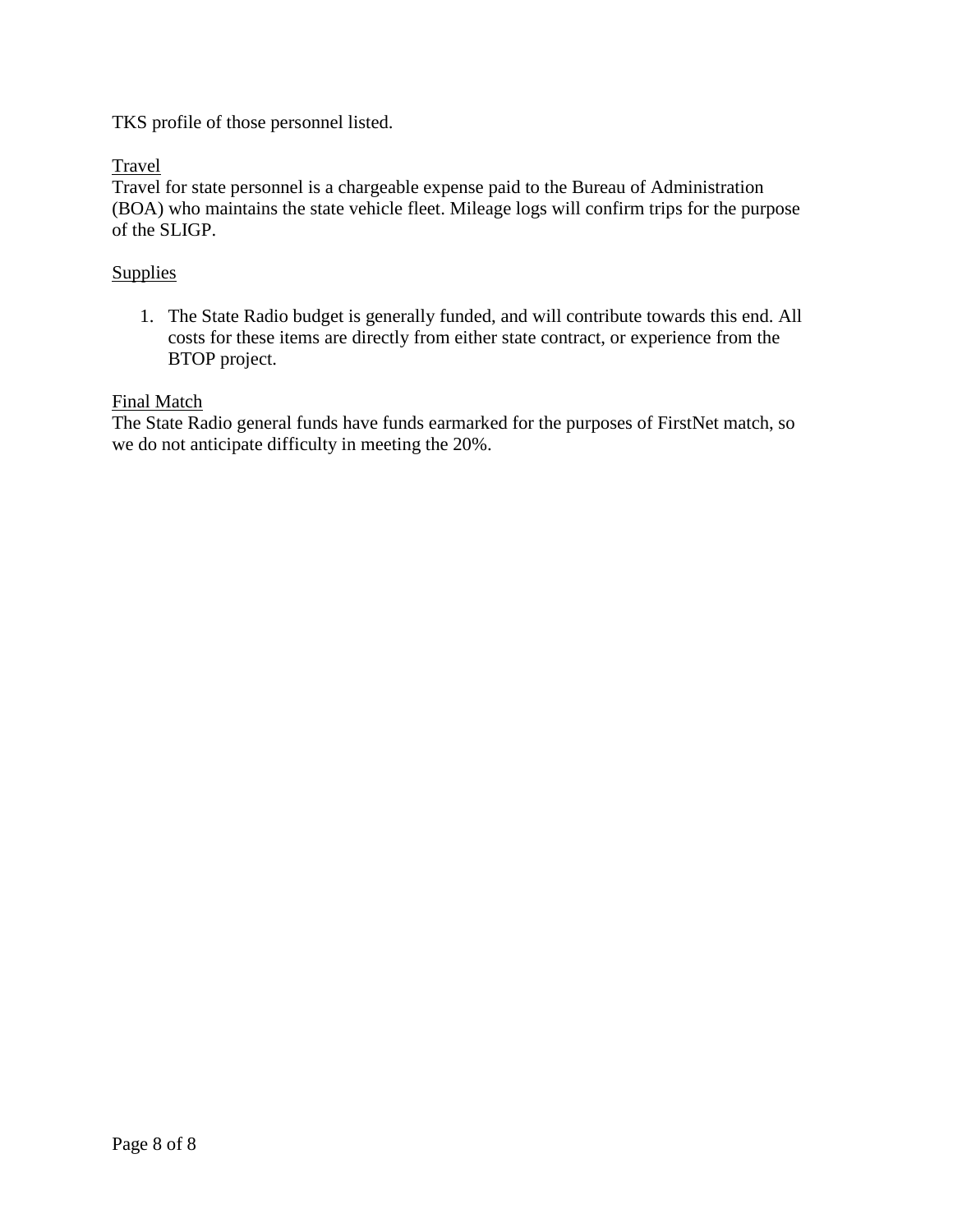TKS profile of those personnel listed.

Travel

Travel for state personnel is a chargeable expense paid to the Bureau of Administration (BOA) who maintains the state vehicle fleet. Mileage logs will confirm trips for the purpose of the SLIGP.

Supplies

1. The State Radio budget is generally funded, and will contribute towards this end. All costs for these items are directly from either state contract, or experience from the BTOP project.

Final Match

The State Radio general funds have funds earmarked for the purposes of FirstNet match, so we do not anticipate difficulty in meeting the 20%.